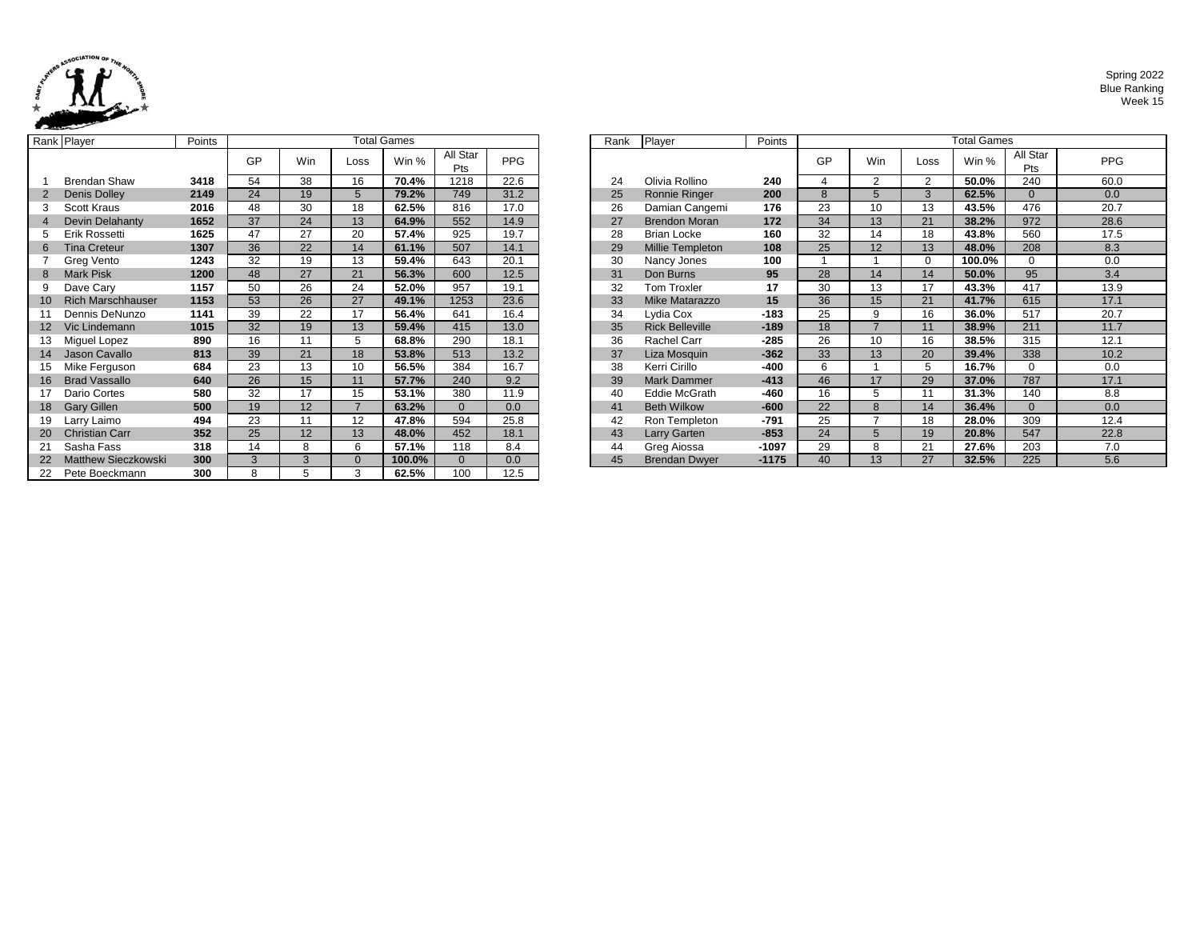Spring 2022
Blue Ranking
Week 15

| Rank | Player | Points | GP | Win | Loss | Win % | All Star Pts | PPG |
|---|---|---|---|---|---|---|---|---|
| 1 | Brendan Shaw | **3418** | 54 | 38 | 16 | **70.4%** | 1218 | 22.6 |
| 2 | Denis Dolley | **2149** | 24 | 19 | 5 | **79.2%** | 749 | 31.2 |
| 3 | Scott Kraus | **2016** | 48 | 30 | 18 | **62.5%** | 816 | 17.0 |
| 4 | Devin Delahanty | **1652** | 37 | 24 | 13 | **64.9%** | 552 | 14.9 |
| 5 | Erik Rossetti | **1625** | 47 | 27 | 20 | **57.4%** | 925 | 19.7 |
| 6 | Tina Creteur | **1307** | 36 | 22 | 14 | **61.1%** | 507 | 14.1 |
| 7 | Greg Vento | **1243** | 32 | 19 | 13 | **59.4%** | 643 | 20.1 |
| 8 | Mark Pisk | **1200** | 48 | 27 | 21 | **56.3%** | 600 | 12.5 |
| 9 | Dave Cary | **1157** | 50 | 26 | 24 | **52.0%** | 957 | 19.1 |
| 10 | Rich Marschhauser | **1153** | 53 | 26 | 27 | **49.1%** | 1253 | 23.6 |
| 11 | Dennis DeNunzo | **1141** | 39 | 22 | 17 | **56.4%** | 641 | 16.4 |
| 12 | Vic Lindemann | **1015** | 32 | 19 | 13 | **59.4%** | 415 | 13.0 |
| 13 | Miguel Lopez | **890** | 16 | 11 | 5 | **68.8%** | 290 | 18.1 |
| 14 | Jason Cavallo | **813** | 39 | 21 | 18 | **53.8%** | 513 | 13.2 |
| 15 | Mike Ferguson | **684** | 23 | 13 | 10 | **56.5%** | 384 | 16.7 |
| 16 | Brad Vassallo | **640** | 26 | 15 | 11 | **57.7%** | 240 | 9.2 |
| 17 | Dario Cortes | **580** | 32 | 17 | 15 | **53.1%** | 380 | 11.9 |
| 18 | Gary Gillen | **500** | 19 | 12 | 7 | **63.2%** | 0 | 0.0 |
| 19 | Larry Laimo | **494** | 23 | 11 | 12 | **47.8%** | 594 | 25.8 |
| 20 | Christian Carr | **352** | 25 | 12 | 13 | **48.0%** | 452 | 18.1 |
| 21 | Sasha Fass | **318** | 14 | 8 | 6 | **57.1%** | 118 | 8.4 |
| 22 | Matthew Sieczkowski | **300** | 3 | 3 | 0 | **100.0%** | 0 | 0.0 |
| 22 | Pete Boeckmann | **300** | 8 | 5 | 3 | **62.5%** | 100 | 12.5 |
| 24 | Olivia Rollino | **240** | 4 | 2 | 2 | **50.0%** | 240 | 60.0 |
| 25 | Ronnie Ringer | **200** | 8 | 5 | 3 | **62.5%** | 0 | 0.0 |
| 26 | Damian Cangemi | **176** | 23 | 10 | 13 | **43.5%** | 476 | 20.7 |
| 27 | Brendon Moran | **172** | 34 | 13 | 21 | **38.2%** | 972 | 28.6 |
| 28 | Brian Locke | **160** | 32 | 14 | 18 | **43.8%** | 560 | 17.5 |
| 29 | Millie Templeton | **108** | 25 | 12 | 13 | **48.0%** | 208 | 8.3 |
| 30 | Nancy Jones | **100** | 1 | 1 | 0 | **100.0%** | 0 | 0.0 |
| 31 | Don Burns | **95** | 28 | 14 | 14 | **50.0%** | 95 | 3.4 |
| 32 | Tom Troxler | **17** | 30 | 13 | 17 | **43.3%** | 417 | 13.9 |
| 33 | Mike Matarazzo | **15** | 36 | 15 | 21 | **41.7%** | 615 | 17.1 |
| 34 | Lydia Cox | **-183** | 25 | 9 | 16 | **36.0%** | 517 | 20.7 |
| 35 | Rick Belleville | **-189** | 18 | 7 | 11 | **38.9%** | 211 | 11.7 |
| 36 | Rachel Carr | **-285** | 26 | 10 | 16 | **38.5%** | 315 | 12.1 |
| 37 | Liza Mosquin | **-362** | 33 | 13 | 20 | **39.4%** | 338 | 10.2 |
| 38 | Kerri Cirillo | **-400** | 6 | 1 | 5 | **16.7%** | 0 | 0.0 |
| 39 | Mark Dammer | **-413** | 46 | 17 | 29 | **37.0%** | 787 | 17.1 |
| 40 | Eddie McGrath | **-460** | 16 | 5 | 11 | **31.3%** | 140 | 8.8 |
| 41 | Beth Wilkow | **-600** | 22 | 8 | 14 | **36.4%** | 0 | 0.0 |
| 42 | Ron Templeton | **-791** | 25 | 7 | 18 | **28.0%** | 309 | 12.4 |
| 43 | Larry Garten | **-853** | 24 | 5 | 19 | **20.8%** | 547 | 22.8 |
| 44 | Greg Aiossa | **-1097** | 29 | 8 | 21 | **27.6%** | 203 | 7.0 |
| 45 | Brendan Dwyer | **-1175** | 40 | 13 | 27 | **32.5%** | 225 | 5.6 |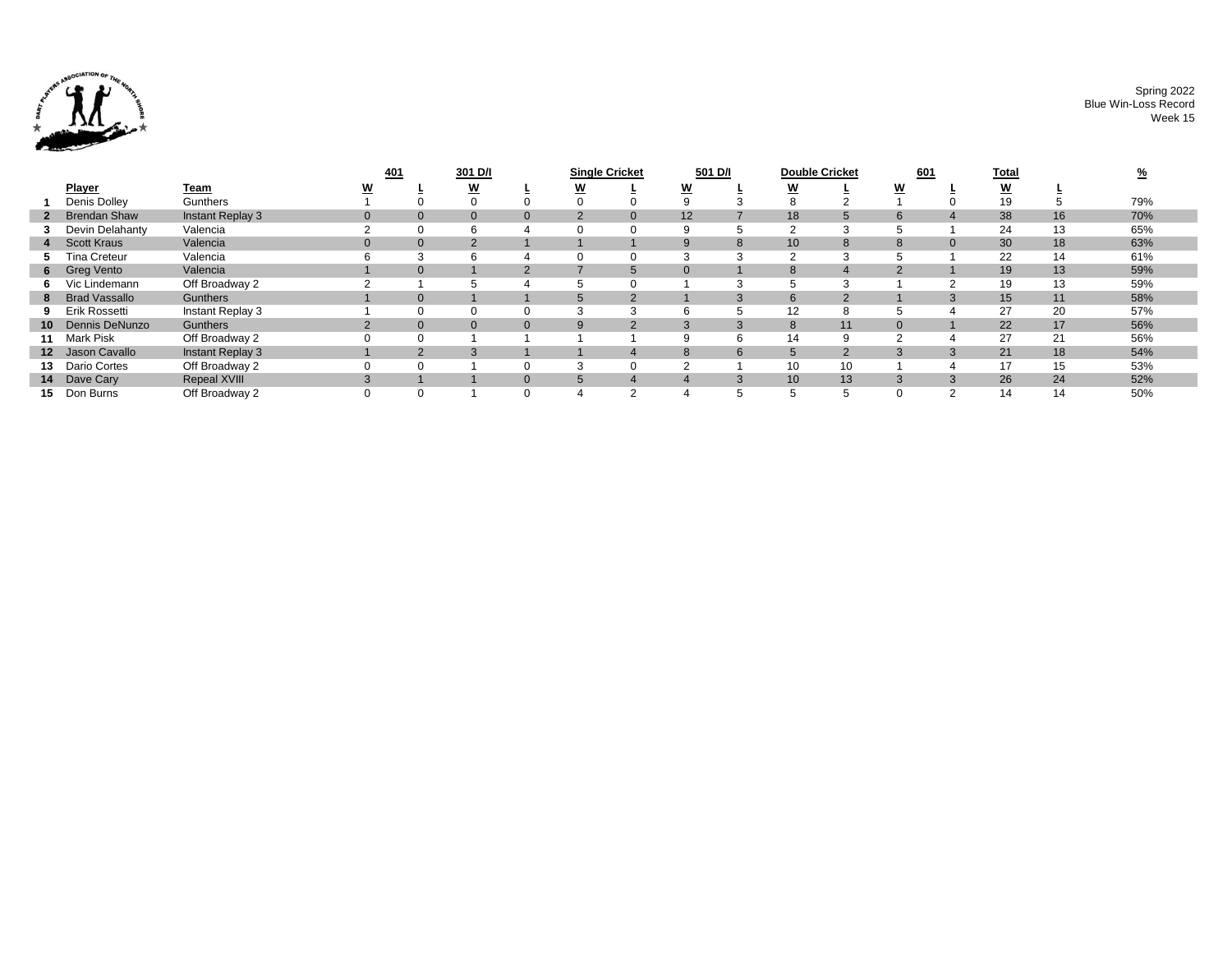Spring 2022
Blue Win-Loss Record
Week 15

| | Player | Team | 401 | | 301 D/I | | Single Cricket | | 501 D/I | | Double Cricket | | 601 | | Total | | % |
|---|---|---|---|---|---|---|---|---|---|---|---|---|---|---|---|---|---|
| | | | W | L | W | L | W | L | W | L | W | L | W | L | W | L | |
| 1 | Denis Dolley | Gunthers | 1 | 0 | 0 | 0 | 0 | 0 | 9 | 3 | 8 | 2 | 1 | 0 | 19 | 5 | 79% |
| 2 | Brendan Shaw | Instant Replay 3 | 0 | 0 | 0 | 0 | 2 | 0 | 12 | 7 | 18 | 5 | 6 | 4 | 38 | 16 | 70% |
| 3 | Devin Delahanty | Valencia | 2 | 0 | 6 | 4 | 0 | 0 | 9 | 5 | 2 | 3 | 5 | 1 | 24 | 13 | 65% |
| 4 | Scott Kraus | Valencia | 0 | 0 | 2 | 1 | 1 | 1 | 9 | 8 | 10 | 8 | 8 | 0 | 30 | 18 | 63% |
| 5 | Tina Creteur | Valencia | 6 | 3 | 6 | 4 | 0 | 0 | 3 | 3 | 2 | 3 | 5 | 1 | 22 | 14 | 61% |
| 6 | Greg Vento | Valencia | 1 | 0 | 1 | 2 | 7 | 5 | 0 | 1 | 8 | 4 | 2 | 1 | 19 | 13 | 59% |
| 6 | Vic Lindemann | Off Broadway 2 | 2 | 1 | 5 | 4 | 5 | 0 | 1 | 3 | 5 | 3 | 1 | 2 | 19 | 13 | 59% |
| 8 | Brad Vassallo | Gunthers | 1 | 0 | 1 | 1 | 5 | 2 | 1 | 3 | 6 | 2 | 1 | 3 | 15 | 11 | 58% |
| 9 | Erik Rossetti | Instant Replay 3 | 1 | 0 | 0 | 0 | 3 | 3 | 6 | 5 | 12 | 8 | 5 | 4 | 27 | 20 | 57% |
| 10 | Dennis DeNunzo | Gunthers | 2 | 0 | 0 | 0 | 9 | 2 | 3 | 3 | 8 | 11 | 0 | 1 | 22 | 17 | 56% |
| 11 | Mark Pisk | Off Broadway 2 | 0 | 0 | 1 | 1 | 1 | 1 | 9 | 6 | 14 | 9 | 2 | 4 | 27 | 21 | 56% |
| 12 | Jason Cavallo | Instant Replay 3 | 1 | 2 | 3 | 1 | 1 | 4 | 8 | 6 | 5 | 2 | 3 | 3 | 21 | 18 | 54% |
| 13 | Dario Cortes | Off Broadway 2 | 0 | 0 | 1 | 0 | 3 | 0 | 2 | 1 | 10 | 10 | 1 | 4 | 17 | 15 | 53% |
| 14 | Dave Cary | Repeal XVIII | 3 | 1 | 1 | 0 | 5 | 4 | 4 | 3 | 10 | 13 | 3 | 3 | 26 | 24 | 52% |
| 15 | Don Burns | Off Broadway 2 | 0 | 0 | 1 | 0 | 4 | 2 | 4 | 5 | 5 | 5 | 0 | 2 | 14 | 14 | 50% |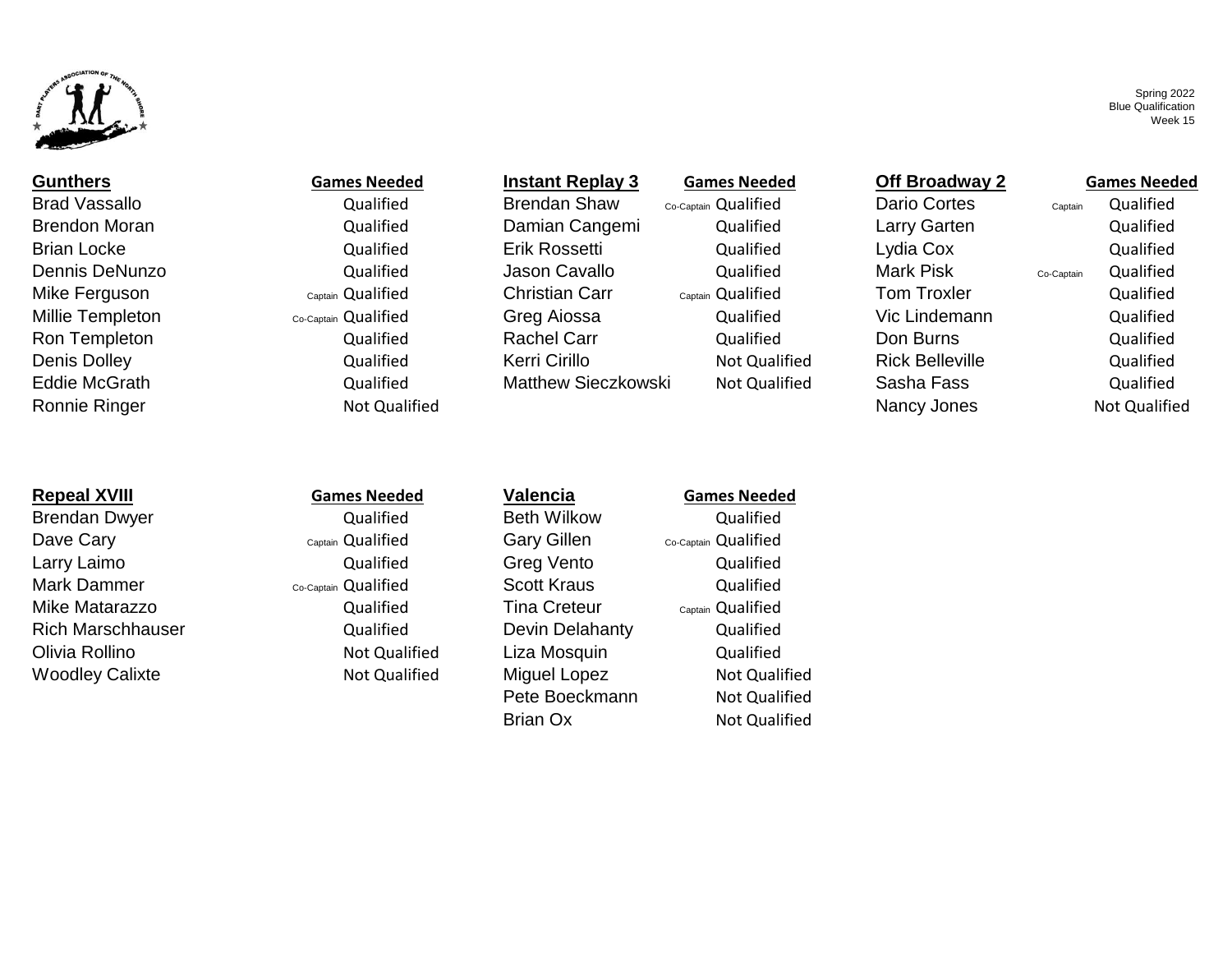Spring 2022
Blue Qualification
Week 15

| Gunthers | | Games Needed |
|---|---|---|
| Brad Vassallo | | Qualified |
| Brendon Moran | | Qualified |
| Brian Locke | | Qualified |
| Dennis DeNunzo | | Qualified |
| Mike Ferguson | Captain | Qualified |
| Millie Templeton | Co-Captain | Qualified |
| Ron Templeton | | Qualified |
| Denis Dolley | | Qualified |
| Eddie McGrath | | Qualified |
| Ronnie Ringer | | Not Qualified |

| Instant Replay 3 | | Games Needed |
|---|---|---|
| Brendan Shaw | Co-Captain | Qualified |
| Damian Cangemi | | Qualified |
| Erik Rossetti | | Qualified |
| Jason Cavallo | | Qualified |
| Christian Carr | Captain | Qualified |
| Greg Aiossa | | Qualified |
| Rachel Carr | | Qualified |
| Kerri Cirillo | | Not Qualified |
| Matthew Sieczkowski | | Not Qualified |

| Off Broadway 2 | | Games Needed |
|---|---|---|
| Dario Cortes | Captain | Qualified |
| Larry Garten | | Qualified |
| Lydia Cox | | Qualified |
| Mark Pisk | Co-Captain | Qualified |
| Tom Troxler | | Qualified |
| Vic Lindemann | | Qualified |
| Don Burns | | Qualified |
| Rick Belleville | | Qualified |
| Sasha Fass | | Qualified |
| Nancy Jones | | Not Qualified |

| Repeal XVIII | | Games Needed |
|---|---|---|
| Brendan Dwyer | | Qualified |
| Dave Cary | Captain | Qualified |
| Larry Laimo | | Qualified |
| Mark Dammer | Co-Captain | Qualified |
| Mike Matarazzo | | Qualified |
| Rich Marschhauser | | Qualified |
| Olivia Rollino | | Not Qualified |
| Woodley Calixte | | Not Qualified |

| Valencia | | Games Needed |
|---|---|---|
| Beth Wilkow | | Qualified |
| Gary Gillen | Co-Captain | Qualified |
| Greg Vento | | Qualified |
| Scott Kraus | | Qualified |
| Tina Creteur | Captain | Qualified |
| Devin Delahanty | | Qualified |
| Liza Mosquin | | Qualified |
| Miguel Lopez | | Not Qualified |
| Pete Boeckmann | | Not Qualified |
| Brian Ox | | Not Qualified |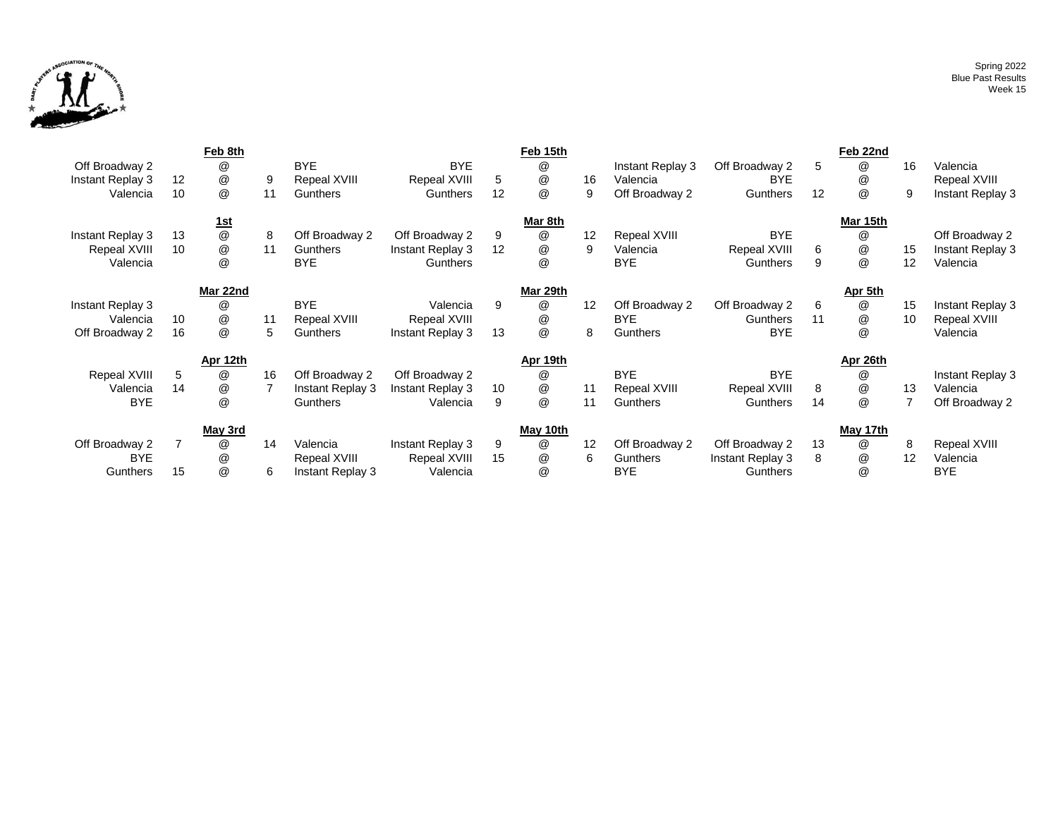Spring 2022
Blue Past Results
Week 15

| | | | | | | | | | | | | | | |
|---|---|---|---|---|---|---|---|---|---|---|---|---|---|---|
| | | **Feb 8th** | | | | | **Feb 15th** | | | | | **Feb 22nd** | | |
| Off Broadway 2 | | @ | | BYE | BYE | | @ | | Instant Replay 3 | Off Broadway 2 | 5 | @ | 16 | Valencia |
| Instant Replay 3 | 12 | @ | 9 | Repeal XVIII | Repeal XVIII | 5 | @ | 16 | Valencia | BYE | | @ | | Repeal XVIII |
| Valencia | 10 | @ | 11 | Gunthers | Gunthers | 12 | @ | 9 | Off Broadway 2 | Gunthers | 12 | @ | 9 | Instant Replay 3 |
| | | **1st** | | | | | **Mar 8th** | | | | | **Mar 15th** | | |
| Instant Replay 3 | 13 | @ | 8 | Off Broadway 2 | Off Broadway 2 | 9 | @ | 12 | Repeal XVIII | BYE | | @ | | Off Broadway 2 |
| Repeal XVIII | 10 | @ | 11 | Gunthers | Instant Replay 3 | 12 | @ | 9 | Valencia | Repeal XVIII | 6 | @ | 15 | Instant Replay 3 |
| Valencia | | @ | | BYE | Gunthers | | @ | | BYE | Gunthers | 9 | @ | 12 | Valencia |
| | | **Mar 22nd** | | | | | **Mar 29th** | | | | | **Apr 5th** | | |
| Instant Replay 3 | | @ | | BYE | Valencia | 9 | @ | 12 | Off Broadway 2 | Off Broadway 2 | 6 | @ | 15 | Instant Replay 3 |
| Valencia | 10 | @ | 11 | Repeal XVIII | Repeal XVIII | | @ | | BYE | Gunthers | 11 | @ | 10 | Repeal XVIII |
| Off Broadway 2 | 16 | @ | 5 | Gunthers | Instant Replay 3 | 13 | @ | 8 | Gunthers | BYE | | @ | | Valencia |
| | | **Apr 12th** | | | | | **Apr 19th** | | | | | **Apr 26th** | | |
| Repeal XVIII | 5 | @ | 16 | Off Broadway 2 | Off Broadway 2 | | @ | | BYE | BYE | | @ | | Instant Replay 3 |
| Valencia | 14 | @ | 7 | Instant Replay 3 | Instant Replay 3 | 10 | @ | 11 | Repeal XVIII | Repeal XVIII | 8 | @ | 13 | Valencia |
| BYE | | @ | | Gunthers | Valencia | 9 | @ | 11 | Gunthers | Gunthers | 14 | @ | 7 | Off Broadway 2 |
| | | **May 3rd** | | | | | **May 10th** | | | | | **May 17th** | | |
| Off Broadway 2 | 7 | @ | 14 | Valencia | Instant Replay 3 | 9 | @ | 12 | Off Broadway 2 | Off Broadway 2 | 13 | @ | 8 | Repeal XVIII |
| BYE | | @ | | Repeal XVIII | Repeal XVIII | 15 | @ | 6 | Gunthers | Instant Replay 3 | 8 | @ | 12 | Valencia |
| Gunthers | 15 | @ | 6 | Instant Replay 3 | Valencia | | @ | | BYE | Gunthers | | @ | | BYE |